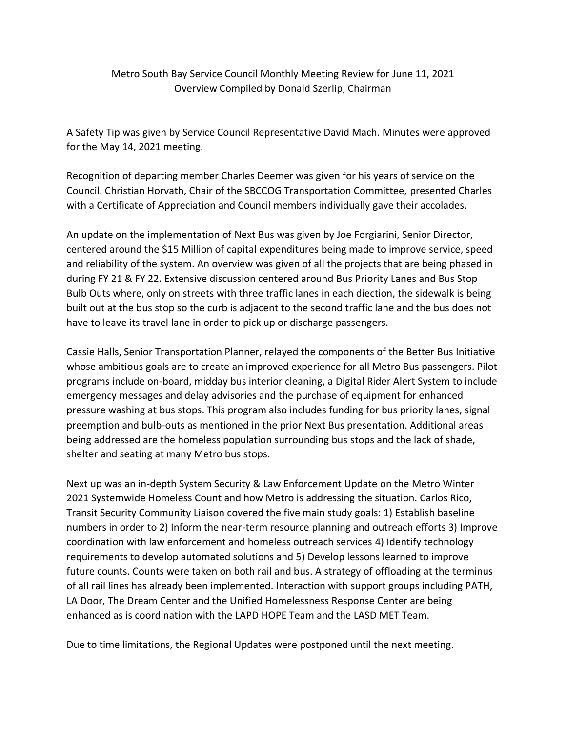Metro South Bay Service Council Monthly Meeting Review for June 11, 2021
Overview Compiled by Donald Szerlip, Chairman

A Safety Tip was given by Service Council Representative David Mach. Minutes were approved for the May 14, 2021 meeting.

Recognition of departing member Charles Deemer was given for his years of service on the Council. Christian Horvath, Chair of the SBCCOG Transportation Committee, presented Charles with a Certificate of Appreciation and Council members individually gave their accolades.

An update on the implementation of Next Bus was given by Joe Forgiarini, Senior Director, centered around the $15 Million of capital expenditures being made to improve service, speed and reliability of the system. An overview was given of all the projects that are being phased in during FY 21 & FY 22. Extensive discussion centered around Bus Priority Lanes and Bus Stop Bulb Outs where, only on streets with three traffic lanes in each diection, the sidewalk is being built out at the bus stop so the curb is adjacent to the second traffic lane and the bus does not have to leave its travel lane in order to pick up or discharge passengers.

Cassie Halls, Senior Transportation Planner, relayed the components of the Better Bus Initiative whose ambitious goals are to create an improved experience for all Metro Bus passengers. Pilot programs include on-board, midday bus interior cleaning, a Digital Rider Alert System to include emergency messages and delay advisories and the purchase of equipment for enhanced pressure washing at bus stops. This program also includes funding for bus priority lanes, signal preemption and bulb-outs as mentioned in the prior Next Bus presentation. Additional areas being addressed are the homeless population surrounding bus stops and the lack of shade, shelter and seating at many Metro bus stops.

Next up was an in-depth System Security & Law Enforcement Update on the Metro Winter 2021 Systemwide Homeless Count and how Metro is addressing the situation. Carlos Rico, Transit Security Community Liaison covered the five main study goals: 1) Establish baseline numbers in order to 2) Inform the near-term resource planning and outreach efforts 3) Improve coordination with law enforcement and homeless outreach services 4) Identify technology requirements to develop automated solutions and 5) Develop lessons learned to improve future counts. Counts were taken on both rail and bus. A strategy of offloading at the terminus of all rail lines has already been implemented. Interaction with support groups including PATH, LA Door, The Dream Center and the Unified Homelessness Response Center are being enhanced as is coordination with the LAPD HOPE Team and the LASD MET Team.

Due to time limitations, the Regional Updates were postponed until the next meeting.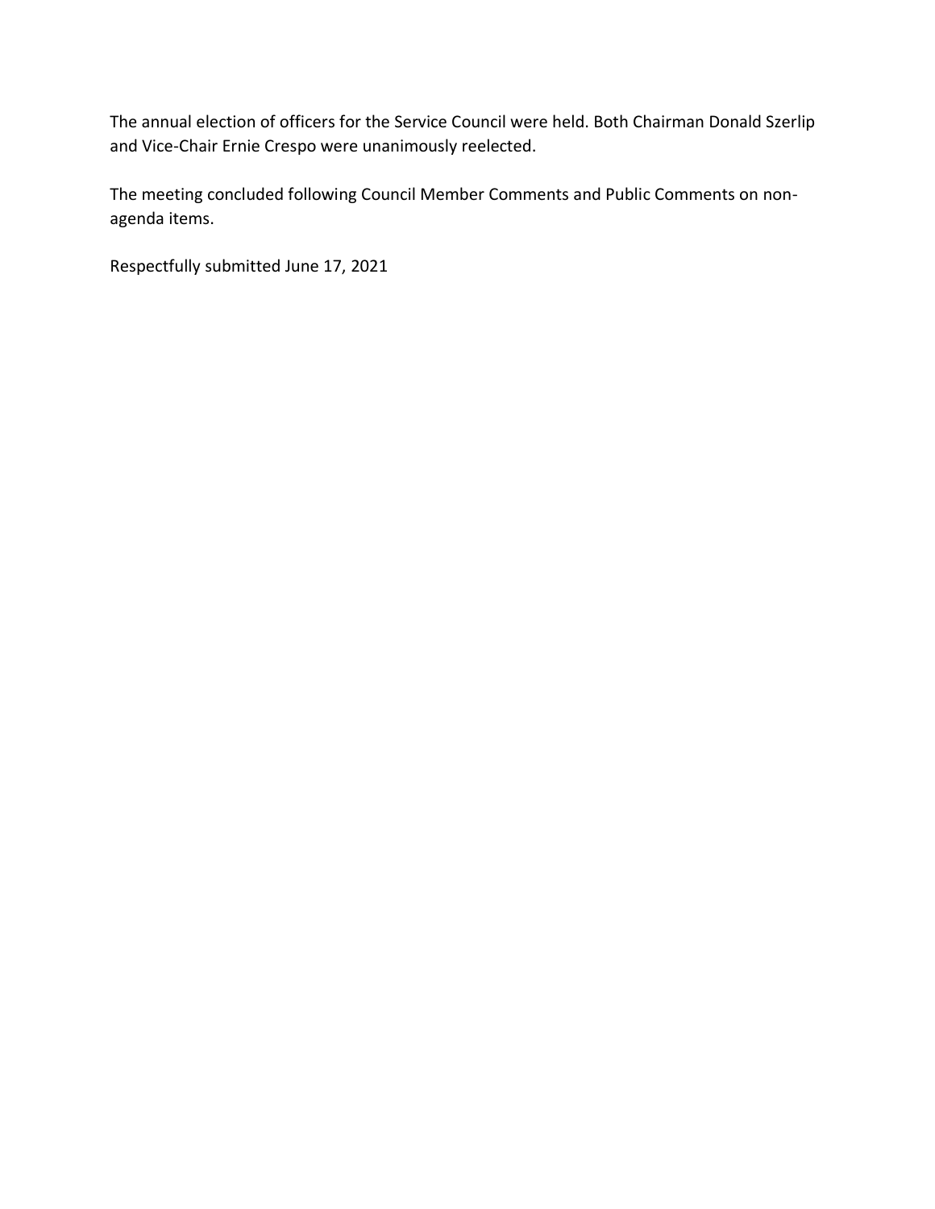The annual election of officers for the Service Council were held. Both Chairman Donald Szerlip and Vice-Chair Ernie Crespo were unanimously reelected.

The meeting concluded following Council Member Comments and Public Comments on non-agenda items.

Respectfully submitted June 17, 2021